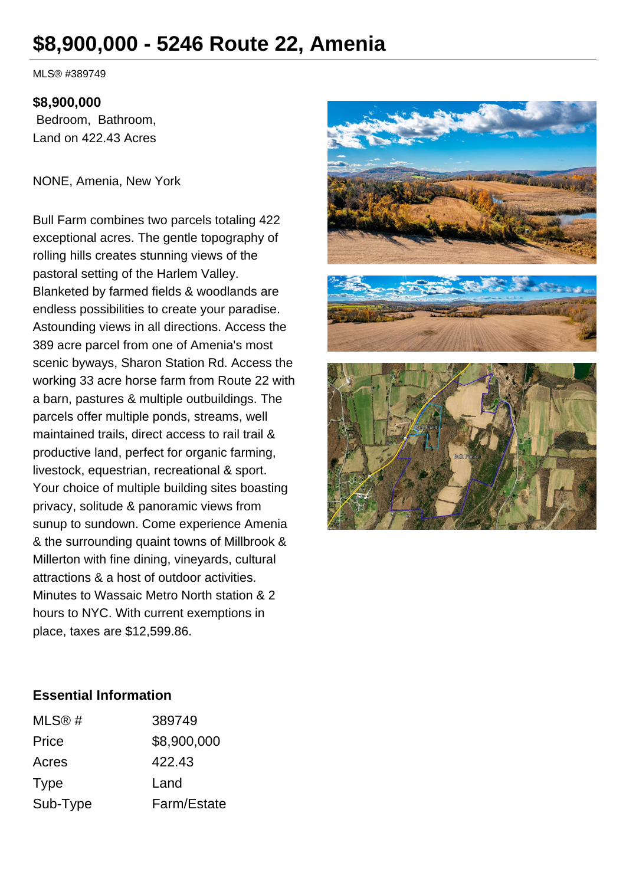# $8,900,000 - 5246 Route 22, Amenia

MLS® #389749

**$8,900,000**
Bedroom, Bathroom,
Land on 422.43 Acres

NONE, Amenia, New York

Bull Farm combines two parcels totaling 422 exceptional acres. The gentle topography of rolling hills creates stunning views of the pastoral setting of the Harlem Valley. Blanketed by farmed fields & woodlands are endless possibilities to create your paradise. Astounding views in all directions. Access the 389 acre parcel from one of Amenia's most scenic byways, Sharon Station Rd. Access the working 33 acre horse farm from Route 22 with a barn, pastures & multiple outbuildings. The parcels offer multiple ponds, streams, well maintained trails, direct access to rail trail & productive land, perfect for organic farming, livestock, equestrian, recreational & sport. Your choice of multiple building sites boasting privacy, solitude & panoramic views from sunup to sundown. Come experience Amenia & the surrounding quaint towns of Millbrook & Millerton with fine dining, vineyards, cultural attractions & a host of outdoor activities. Minutes to Wassaic Metro North station & 2 hours to NYC. With current exemptions in place, taxes are $12,599.86.

### Essential Information

| | |
|---|---|
| MLS® # | 389749 |
| Price | $8,900,000 |
| Acres | 422.43 |
| Type | Land |
| Sub-Type | Farm/Estate |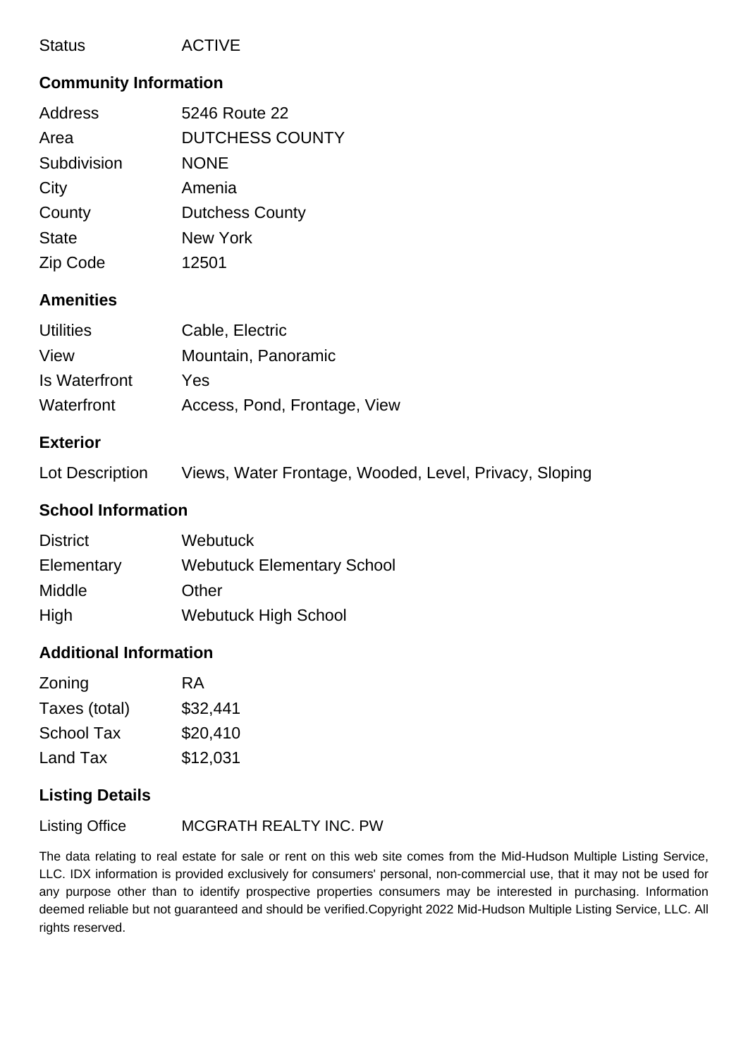| | |
|---|---|
| Status | ACTIVE |

## Community Information

| | |
|---|---|
| Address | 5246 Route 22 |
| Area | DUTCHESS COUNTY |
| Subdivision | NONE |
| City | Amenia |
| County | Dutchess County |
| State | New York |
| Zip Code | 12501 |

## Amenities

| | |
|---|---|
| Utilities | Cable, Electric |
| View | Mountain, Panoramic |
| Is Waterfront | Yes |
| Waterfront | Access, Pond, Frontage, View |

## Exterior

| | |
|---|---|
| Lot Description | Views, Water Frontage, Wooded, Level, Privacy, Sloping |

## School Information

| | |
|---|---|
| District | Webutuck |
| Elementary | Webutuck Elementary School |
| Middle | Other |
| High | Webutuck High School |

## Additional Information

| | |
|---|---|
| Zoning | RA |
| Taxes (total) | $32,441 |
| School Tax | $20,410 |
| Land Tax | $12,031 |

## Listing Details

| | |
|---|---|
| Listing Office | MCGRATH REALTY INC. PW |

The data relating to real estate for sale or rent on this web site comes from the Mid-Hudson Multiple Listing Service, LLC. IDX information is provided exclusively for consumers' personal, non-commercial use, that it may not be used for any purpose other than to identify prospective properties consumers may be interested in purchasing. Information deemed reliable but not guaranteed and should be verified.Copyright 2022 Mid-Hudson Multiple Listing Service, LLC. All rights reserved.